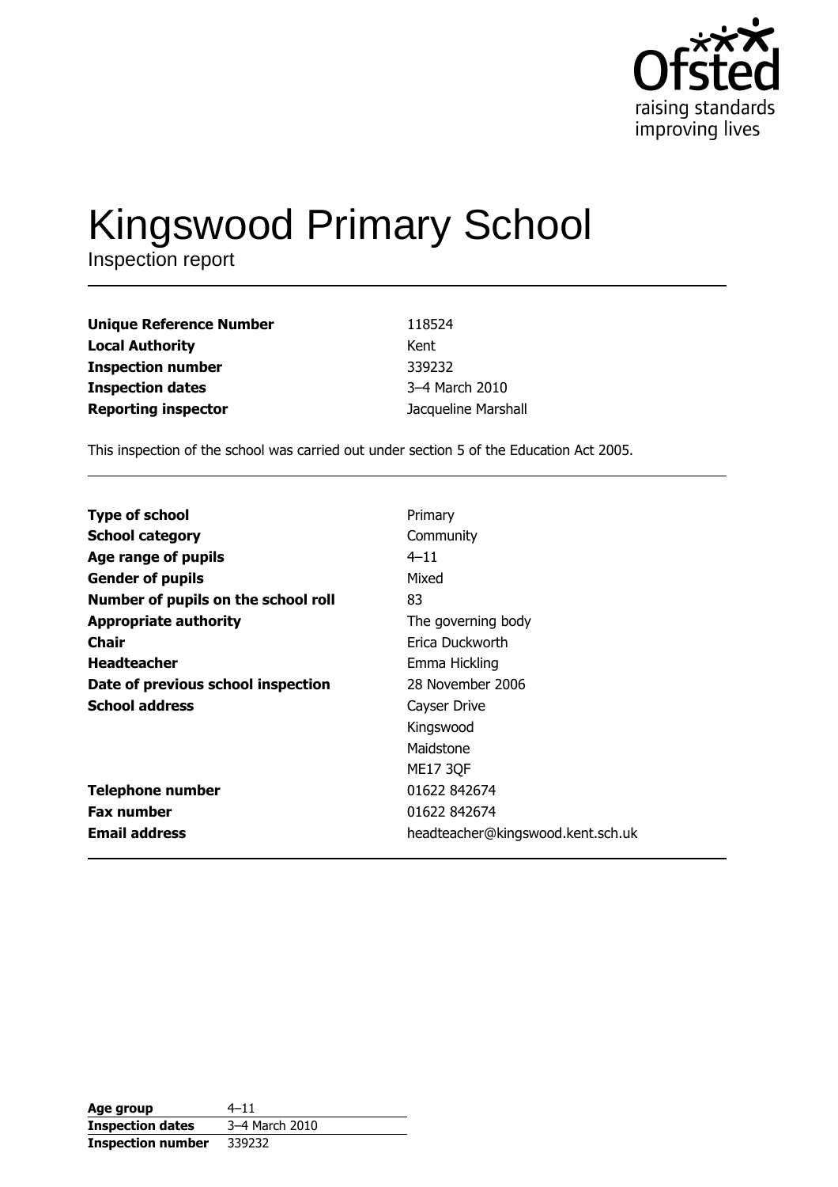# Kingswood Primary School

Inspection report

| | |
|---|---|
| **Unique Reference Number** | 118524 |
| **Local Authority** | Kent |
| **Inspection number** | 339232 |
| **Inspection dates** | 3–4 March 2010 |
| **Reporting inspector** | Jacqueline Marshall |

This inspection of the school was carried out under section 5 of the Education Act 2005.

| | |
|---|---|
| **Type of school** | Primary |
| **School category** | Community |
| **Age range of pupils** | 4–11 |
| **Gender of pupils** | Mixed |
| **Number of pupils on the school roll** | 83 |
| **Appropriate authority** | The governing body |
| **Chair** | Erica Duckworth |
| **Headteacher** | Emma Hickling |
| **Date of previous school inspection** | 28 November 2006 |
| **School address** | Cayser Drive<br>Kingswood<br>Maidstone<br>ME17 3QF |
| **Telephone number** | 01622 842674 |
| **Fax number** | 01622 842674 |
| **Email address** | headteacher@kingswood.kent.sch.uk |

| | |
|---|---|
| **Age group** | 4–11 |
| **Inspection dates** | 3–4 March 2010 |
| **Inspection number** | 339232 |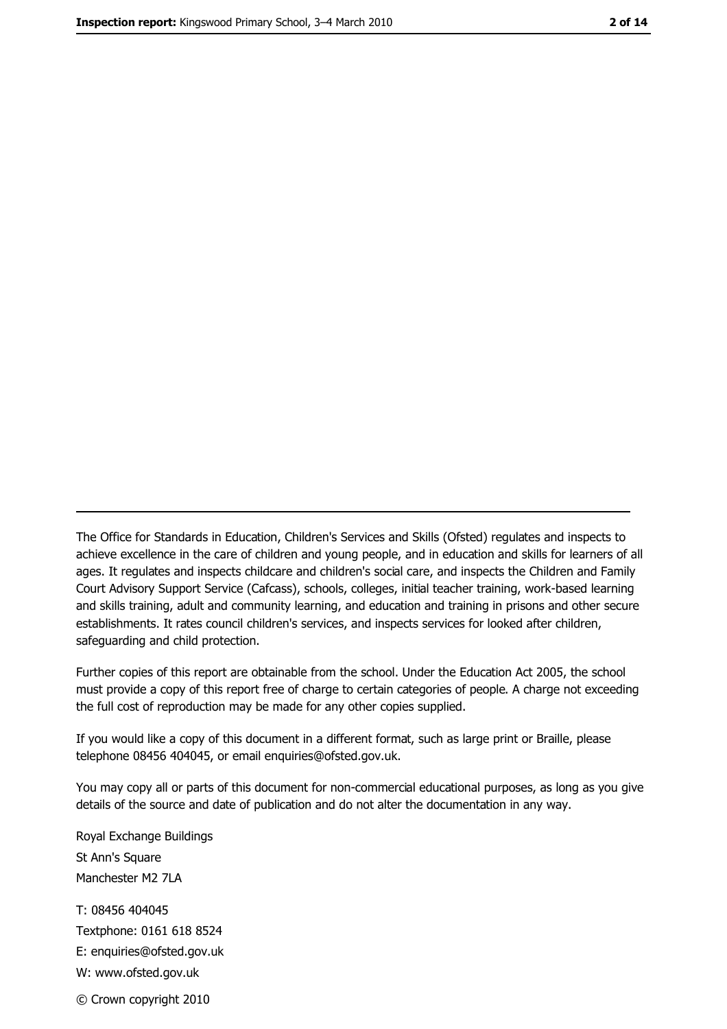---

The Office for Standards in Education, Children's Services and Skills (Ofsted) regulates and inspects to achieve excellence in the care of children and young people, and in education and skills for learners of all ages. It regulates and inspects childcare and children's social care, and inspects the Children and Family Court Advisory Support Service (Cafcass), schools, colleges, initial teacher training, work-based learning and skills training, adult and community learning, and education and training in prisons and other secure establishments. It rates council children's services, and inspects services for looked after children, safeguarding and child protection.

Further copies of this report are obtainable from the school. Under the Education Act 2005, the school must provide a copy of this report free of charge to certain categories of people. A charge not exceeding the full cost of reproduction may be made for any other copies supplied.

If you would like a copy of this document in a different format, such as large print or Braille, please telephone 08456 404045, or email enquiries@ofsted.gov.uk.

You may copy all or parts of this document for non-commercial educational purposes, as long as you give details of the source and date of publication and do not alter the documentation in any way.

Royal Exchange Buildings
St Ann's Square
Manchester M2 7LA

T: 08456 404045
Textphone: 0161 618 8524
E: enquiries@ofsted.gov.uk
W: www.ofsted.gov.uk

© Crown copyright 2010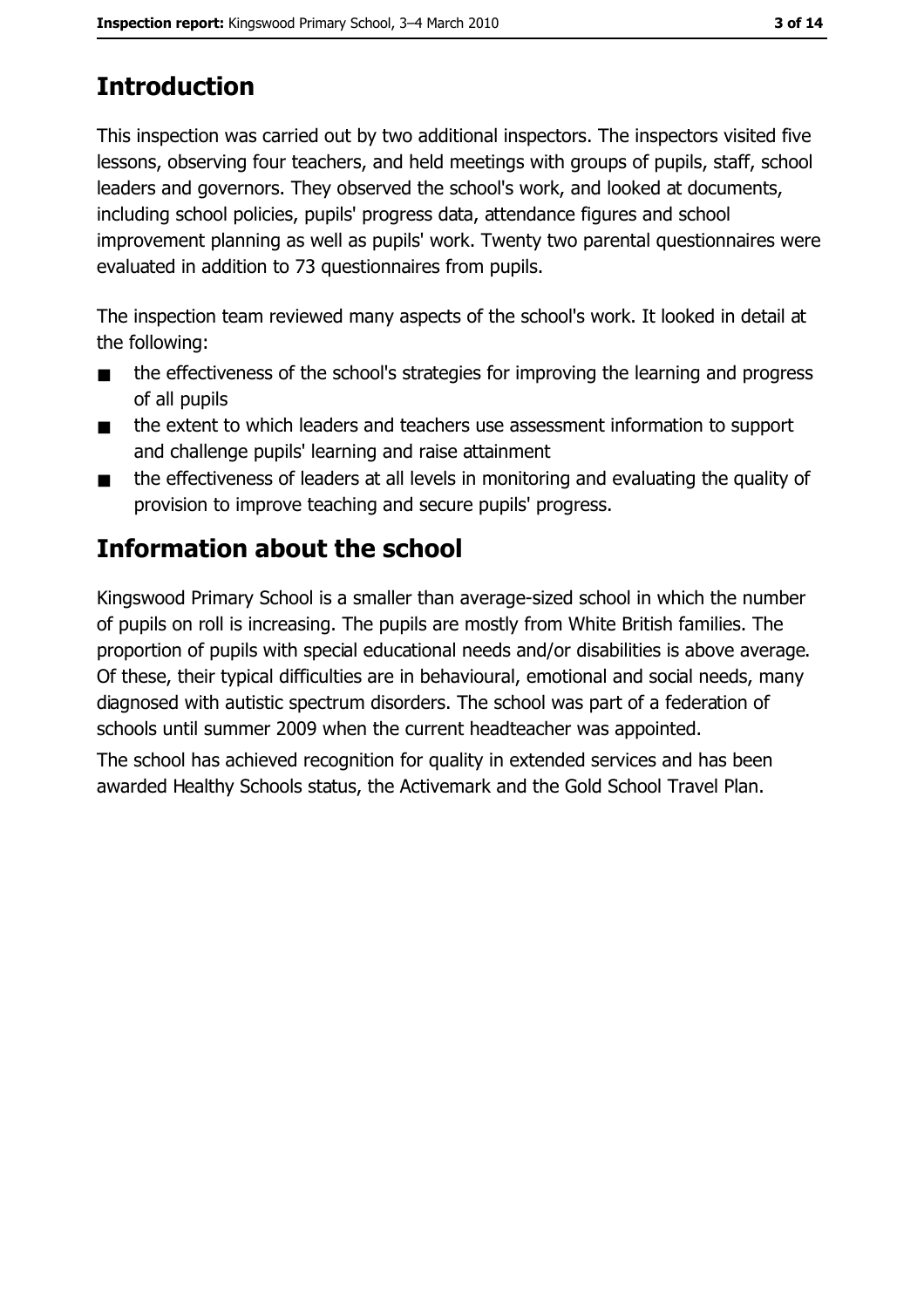## Introduction

This inspection was carried out by two additional inspectors. The inspectors visited five lessons, observing four teachers, and held meetings with groups of pupils, staff, school leaders and governors. They observed the school's work, and looked at documents, including school policies, pupils' progress data, attendance figures and school improvement planning as well as pupils' work. Twenty two parental questionnaires were evaluated in addition to 73 questionnaires from pupils.

The inspection team reviewed many aspects of the school's work. It looked in detail at the following:

- the effectiveness of the school's strategies for improving the learning and progress of all pupils
- the extent to which leaders and teachers use assessment information to support and challenge pupils' learning and raise attainment
- the effectiveness of leaders at all levels in monitoring and evaluating the quality of provision to improve teaching and secure pupils' progress.

## Information about the school

Kingswood Primary School is a smaller than average-sized school in which the number of pupils on roll is increasing. The pupils are mostly from White British families. The proportion of pupils with special educational needs and/or disabilities is above average. Of these, their typical difficulties are in behavioural, emotional and social needs, many diagnosed with autistic spectrum disorders. The school was part of a federation of schools until summer 2009 when the current headteacher was appointed.

The school has achieved recognition for quality in extended services and has been awarded Healthy Schools status, the Activemark and the Gold School Travel Plan.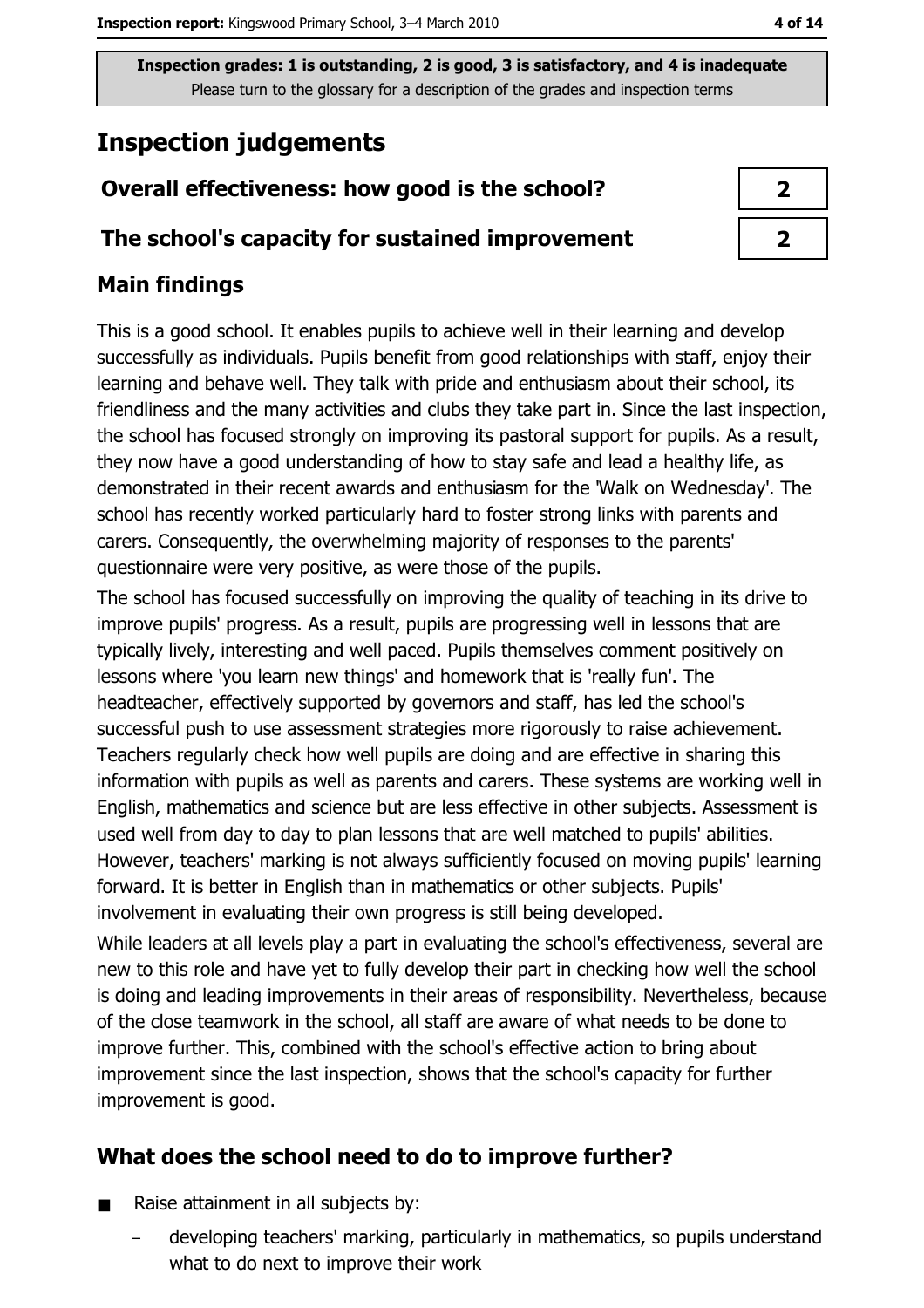Inspection grades: 1 is outstanding, 2 is good, 3 is satisfactory, and 4 is inadequate
Please turn to the glossary for a description of the grades and inspection terms

# Inspection judgements

| | |
|---|---|
| **Overall effectiveness: how good is the school?** | **2** |
| **The school's capacity for sustained improvement** | **2** |

## Main findings

This is a good school. It enables pupils to achieve well in their learning and develop successfully as individuals. Pupils benefit from good relationships with staff, enjoy their learning and behave well. They talk with pride and enthusiasm about their school, its friendliness and the many activities and clubs they take part in. Since the last inspection, the school has focused strongly on improving its pastoral support for pupils. As a result, they now have a good understanding of how to stay safe and lead a healthy life, as demonstrated in their recent awards and enthusiasm for the 'Walk on Wednesday'. The school has recently worked particularly hard to foster strong links with parents and carers. Consequently, the overwhelming majority of responses to the parents' questionnaire were very positive, as were those of the pupils.

The school has focused successfully on improving the quality of teaching in its drive to improve pupils' progress. As a result, pupils are progressing well in lessons that are typically lively, interesting and well paced. Pupils themselves comment positively on lessons where 'you learn new things' and homework that is 'really fun'. The headteacher, effectively supported by governors and staff, has led the school's successful push to use assessment strategies more rigorously to raise achievement. Teachers regularly check how well pupils are doing and are effective in sharing this information with pupils as well as parents and carers. These systems are working well in English, mathematics and science but are less effective in other subjects. Assessment is used well from day to day to plan lessons that are well matched to pupils' abilities. However, teachers' marking is not always sufficiently focused on moving pupils' learning forward. It is better in English than in mathematics or other subjects. Pupils' involvement in evaluating their own progress is still being developed.

While leaders at all levels play a part in evaluating the school's effectiveness, several are new to this role and have yet to fully develop their part in checking how well the school is doing and leading improvements in their areas of responsibility. Nevertheless, because of the close teamwork in the school, all staff are aware of what needs to be done to improve further. This, combined with the school's effective action to bring about improvement since the last inspection, shows that the school's capacity for further improvement is good.

## What does the school need to do to improve further?

- Raise attainment in all subjects by:
  - developing teachers' marking, particularly in mathematics, so pupils understand what to do next to improve their work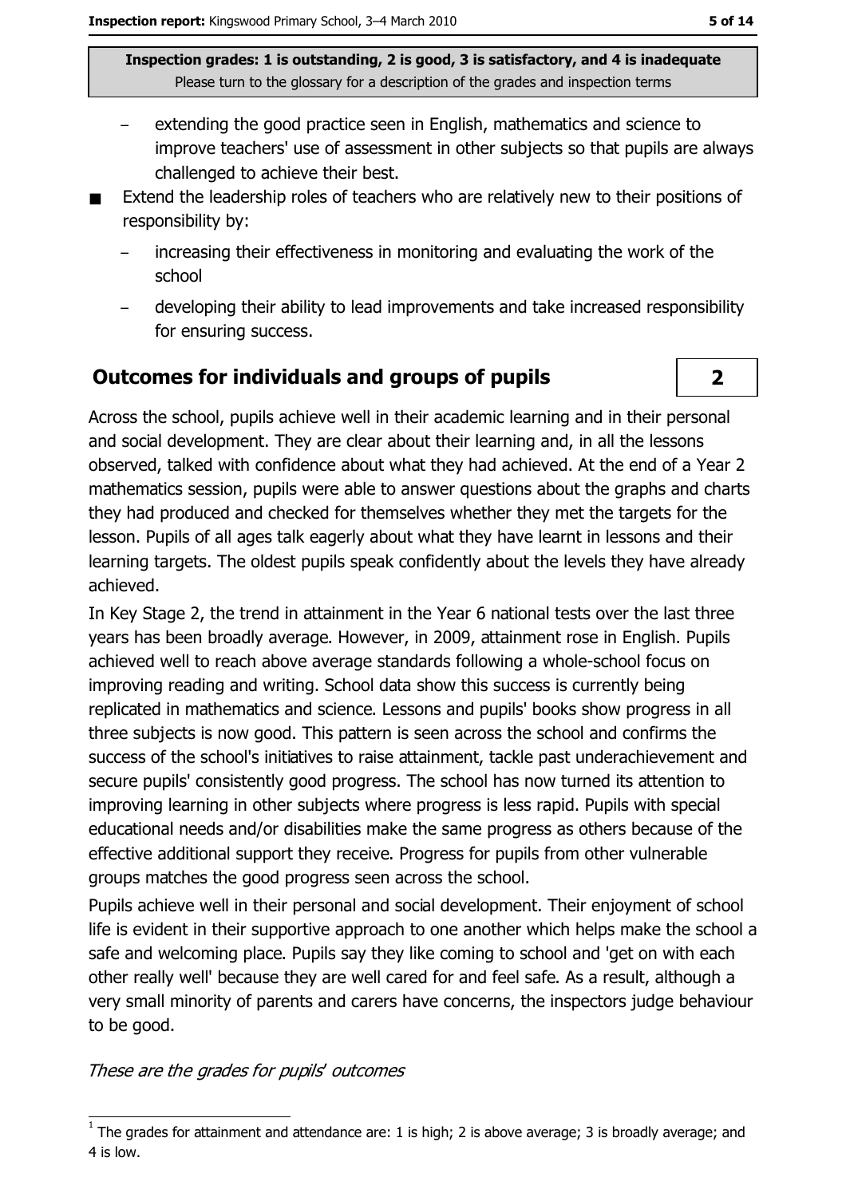- extending the good practice seen in English, mathematics and science to improve teachers' use of assessment in other subjects so that pupils are always challenged to achieve their best.

- Extend the leadership roles of teachers who are relatively new to their positions of responsibility by:
  - increasing their effectiveness in monitoring and evaluating the work of the school
  - developing their ability to lead improvements and take increased responsibility for ensuring success.

## Outcomes for individuals and groups of pupils

**2**

Across the school, pupils achieve well in their academic learning and in their personal and social development. They are clear about their learning and, in all the lessons observed, talked with confidence about what they had achieved. At the end of a Year 2 mathematics session, pupils were able to answer questions about the graphs and charts they had produced and checked for themselves whether they met the targets for the lesson. Pupils of all ages talk eagerly about what they have learnt in lessons and their learning targets. The oldest pupils speak confidently about the levels they have already achieved.

In Key Stage 2, the trend in attainment in the Year 6 national tests over the last three years has been broadly average. However, in 2009, attainment rose in English. Pupils achieved well to reach above average standards following a whole-school focus on improving reading and writing. School data show this success is currently being replicated in mathematics and science. Lessons and pupils' books show progress in all three subjects is now good. This pattern is seen across the school and confirms the success of the school's initiatives to raise attainment, tackle past underachievement and secure pupils' consistently good progress. The school has now turned its attention to improving learning in other subjects where progress is less rapid. Pupils with special educational needs and/or disabilities make the same progress as others because of the effective additional support they receive. Progress for pupils from other vulnerable groups matches the good progress seen across the school.

Pupils achieve well in their personal and social development. Their enjoyment of school life is evident in their supportive approach to one another which helps make the school a safe and welcoming place. Pupils say they like coming to school and 'get on with each other really well' because they are well cared for and feel safe. As a result, although a very small minority of parents and carers have concerns, the inspectors judge behaviour to be good.

*These are the grades for pupils' outcomes*

[1] The grades for attainment and attendance are: 1 is high; 2 is above average; 3 is broadly average; and 4 is low.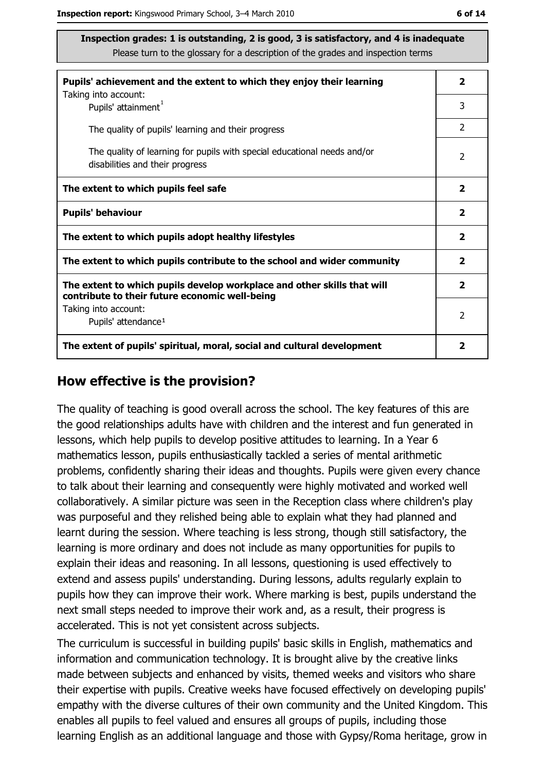**Inspection grades: 1 is outstanding, 2 is good, 3 is satisfactory, and 4 is inadequate**
Please turn to the glossary for a description of the grades and inspection terms

| | |
|---|---|
| **Pupils' achievement and the extent to which they enjoy their learning** | **2** |
| Taking into account: Pupils' attainment[1] | 3 |
| The quality of pupils' learning and their progress | 2 |
| The quality of learning for pupils with special educational needs and/or disabilities and their progress | 2 |
| **The extent to which pupils feel safe** | **2** |
| **Pupils' behaviour** | **2** |
| **The extent to which pupils adopt healthy lifestyles** | **2** |
| **The extent to which pupils contribute to the school and wider community** | **2** |
| **The extent to which pupils develop workplace and other skills that will contribute to their future economic well-being** | **2** |
| Taking into account: Pupils' attendance[1] | 2 |
| **The extent of pupils' spiritual, moral, social and cultural development** | **2** |

## How effective is the provision?

The quality of teaching is good overall across the school. The key features of this are the good relationships adults have with children and the interest and fun generated in lessons, which help pupils to develop positive attitudes to learning. In a Year 6 mathematics lesson, pupils enthusiastically tackled a series of mental arithmetic problems, confidently sharing their ideas and thoughts. Pupils were given every chance to talk about their learning and consequently were highly motivated and worked well collaboratively. A similar picture was seen in the Reception class where children's play was purposeful and they relished being able to explain what they had planned and learnt during the session. Where teaching is less strong, though still satisfactory, the learning is more ordinary and does not include as many opportunities for pupils to explain their ideas and reasoning. In all lessons, questioning is used effectively to extend and assess pupils' understanding. During lessons, adults regularly explain to pupils how they can improve their work. Where marking is best, pupils understand the next small steps needed to improve their work and, as a result, their progress is accelerated. This is not yet consistent across subjects.

The curriculum is successful in building pupils' basic skills in English, mathematics and information and communication technology. It is brought alive by the creative links made between subjects and enhanced by visits, themed weeks and visitors who share their expertise with pupils. Creative weeks have focused effectively on developing pupils' empathy with the diverse cultures of their own community and the United Kingdom. This enables all pupils to feel valued and ensures all groups of pupils, including those learning English as an additional language and those with Gypsy/Roma heritage, grow in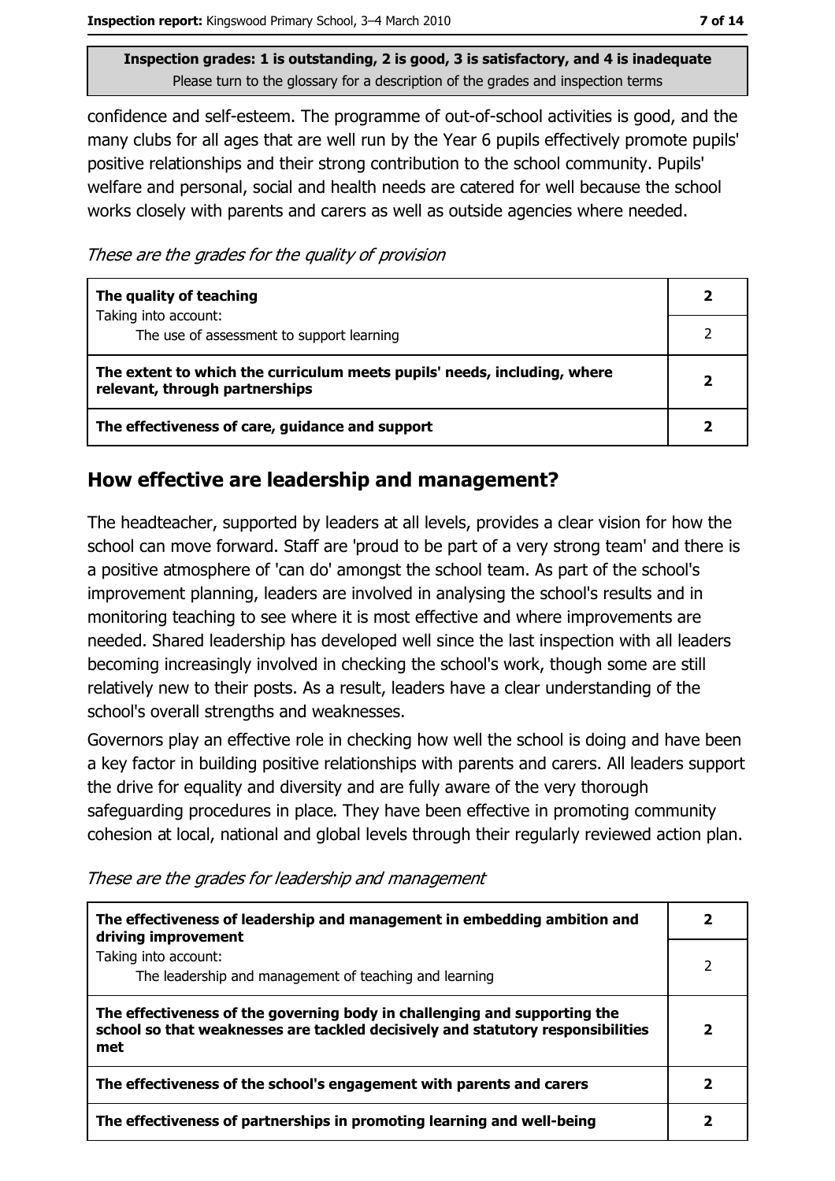confidence and self-esteem. The programme of out-of-school activities is good, and the many clubs for all ages that are well run by the Year 6 pupils effectively promote pupils' positive relationships and their strong contribution to the school community. Pupils' welfare and personal, social and health needs are catered for well because the school works closely with parents and carers as well as outside agencies where needed.

*These are the grades for the quality of provision*

| | |
|---|---|
| **The quality of teaching** | **2** |
| Taking into account: The use of assessment to support learning | 2 |
| **The extent to which the curriculum meets pupils' needs, including, where relevant, through partnerships** | **2** |
| **The effectiveness of care, guidance and support** | **2** |

## How effective are leadership and management?

The headteacher, supported by leaders at all levels, provides a clear vision for how the school can move forward. Staff are 'proud to be part of a very strong team' and there is a positive atmosphere of 'can do' amongst the school team. As part of the school's improvement planning, leaders are involved in analysing the school's results and in monitoring teaching to see where it is most effective and where improvements are needed. Shared leadership has developed well since the last inspection with all leaders becoming increasingly involved in checking the school's work, though some are still relatively new to their posts. As a result, leaders have a clear understanding of the school's overall strengths and weaknesses.

Governors play an effective role in checking how well the school is doing and have been a key factor in building positive relationships with parents and carers. All leaders support the drive for equality and diversity and are fully aware of the very thorough safeguarding procedures in place. They have been effective in promoting community cohesion at local, national and global levels through their regularly reviewed action plan.

*These are the grades for leadership and management*

| | |
|---|---|
| **The effectiveness of leadership and management in embedding ambition and driving improvement** | **2** |
| Taking into account: The leadership and management of teaching and learning | 2 |
| **The effectiveness of the governing body in challenging and supporting the school so that weaknesses are tackled decisively and statutory responsibilities met** | **2** |
| **The effectiveness of the school's engagement with parents and carers** | **2** |
| **The effectiveness of partnerships in promoting learning and well-being** | **2** |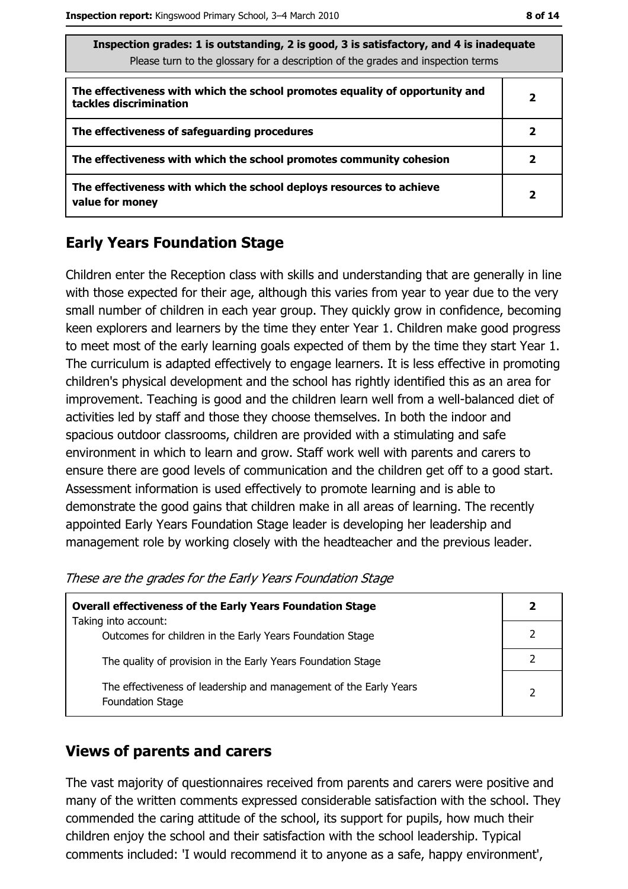| Inspection grades: 1 is outstanding, 2 is good, 3 is satisfactory, and 4 is inadequate<br>Please turn to the glossary for a description of the grades and inspection terms | |
|---|---|
| **The effectiveness with which the school promotes equality of opportunity and tackles discrimination** | **2** |
| **The effectiveness of safeguarding procedures** | **2** |
| **The effectiveness with which the school promotes community cohesion** | **2** |
| **The effectiveness with which the school deploys resources to achieve value for money** | **2** |

## Early Years Foundation Stage

Children enter the Reception class with skills and understanding that are generally in line with those expected for their age, although this varies from year to year due to the very small number of children in each year group. They quickly grow in confidence, becoming keen explorers and learners by the time they enter Year 1. Children make good progress to meet most of the early learning goals expected of them by the time they start Year 1. The curriculum is adapted effectively to engage learners. It is less effective in promoting children's physical development and the school has rightly identified this as an area for improvement. Teaching is good and the children learn well from a well-balanced diet of activities led by staff and those they choose themselves. In both the indoor and spacious outdoor classrooms, children are provided with a stimulating and safe environment in which to learn and grow. Staff work well with parents and carers to ensure there are good levels of communication and the children get off to a good start. Assessment information is used effectively to promote learning and is able to demonstrate the good gains that children make in all areas of learning. The recently appointed Early Years Foundation Stage leader is developing her leadership and management role by working closely with the headteacher and the previous leader.

*These are the grades for the Early Years Foundation Stage*

| | |
|---|---|
| **Overall effectiveness of the Early Years Foundation Stage**<br>Taking into account: | **2** |
| Outcomes for children in the Early Years Foundation Stage | 2 |
| The quality of provision in the Early Years Foundation Stage | 2 |
| The effectiveness of leadership and management of the Early Years Foundation Stage | 2 |

## Views of parents and carers

The vast majority of questionnaires received from parents and carers were positive and many of the written comments expressed considerable satisfaction with the school. They commended the caring attitude of the school, its support for pupils, how much their children enjoy the school and their satisfaction with the school leadership. Typical comments included: 'I would recommend it to anyone as a safe, happy environment',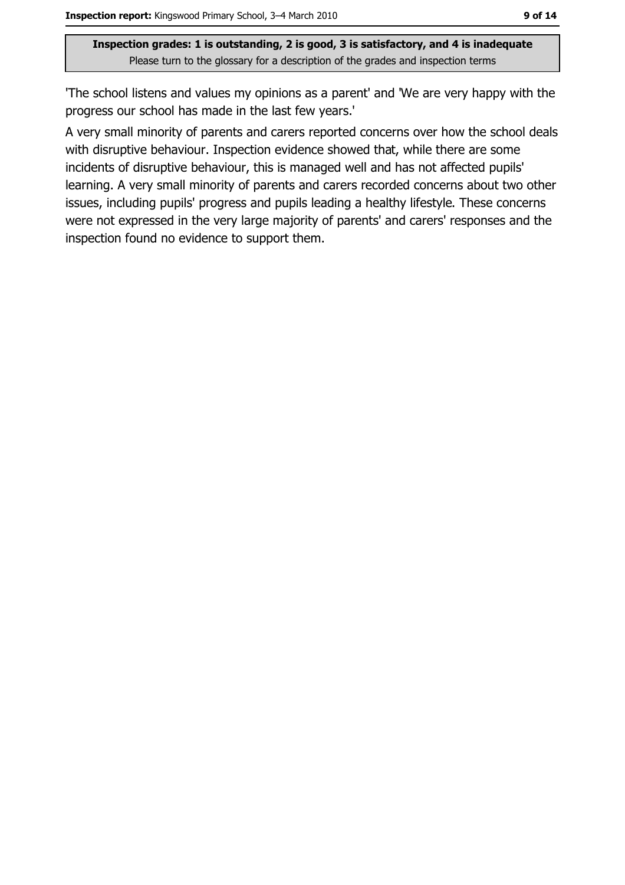'The school listens and values my opinions as a parent' and 'We are very happy with the progress our school has made in the last few years.'

A very small minority of parents and carers reported concerns over how the school deals with disruptive behaviour. Inspection evidence showed that, while there are some incidents of disruptive behaviour, this is managed well and has not affected pupils' learning. A very small minority of parents and carers recorded concerns about two other issues, including pupils' progress and pupils leading a healthy lifestyle. These concerns were not expressed in the very large majority of parents' and carers' responses and the inspection found no evidence to support them.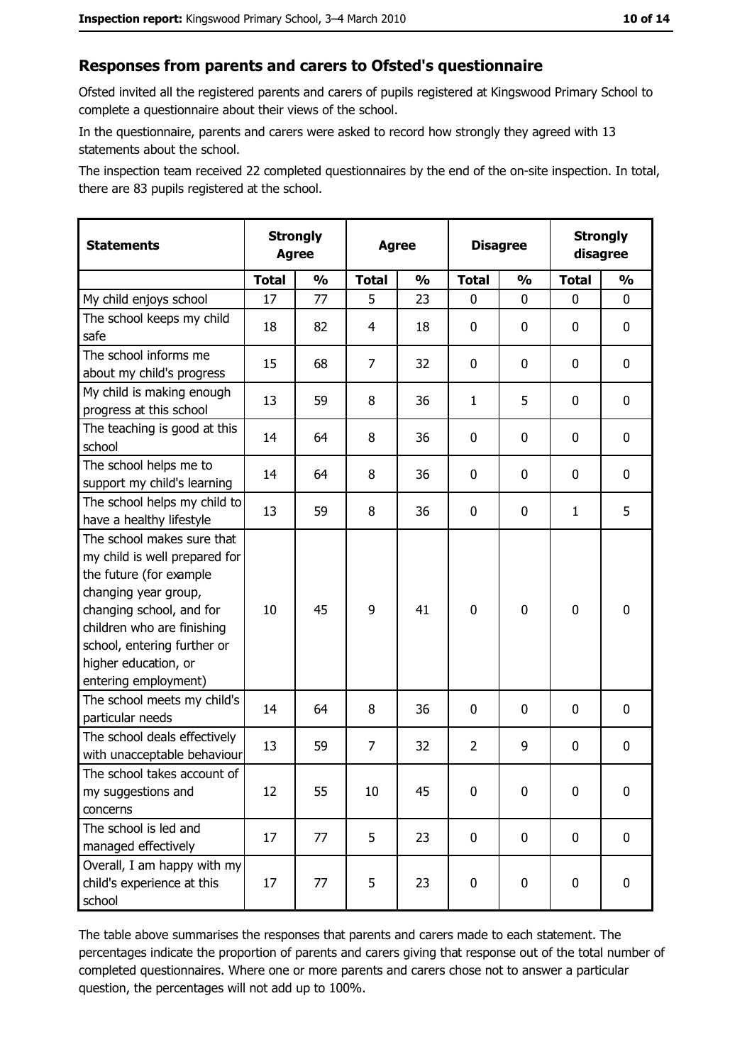## Responses from parents and carers to Ofsted's questionnaire

Ofsted invited all the registered parents and carers of pupils registered at Kingswood Primary School to complete a questionnaire about their views of the school.

In the questionnaire, parents and carers were asked to record how strongly they agreed with 13 statements about the school.

The inspection team received 22 completed questionnaires by the end of the on-site inspection. In total, there are 83 pupils registered at the school.

| Statements | Strongly Agree | | Agree | | Disagree | | Strongly disagree | |
|---|---|---|---|---|---|---|---|---|
| | Total | % | Total | % | Total | % | Total | % |
| My child enjoys school | 17 | 77 | 5 | 23 | 0 | 0 | 0 | 0 |
| The school keeps my child safe | 18 | 82 | 4 | 18 | 0 | 0 | 0 | 0 |
| The school informs me about my child's progress | 15 | 68 | 7 | 32 | 0 | 0 | 0 | 0 |
| My child is making enough progress at this school | 13 | 59 | 8 | 36 | 1 | 5 | 0 | 0 |
| The teaching is good at this school | 14 | 64 | 8 | 36 | 0 | 0 | 0 | 0 |
| The school helps me to support my child's learning | 14 | 64 | 8 | 36 | 0 | 0 | 0 | 0 |
| The school helps my child to have a healthy lifestyle | 13 | 59 | 8 | 36 | 0 | 0 | 1 | 5 |
| The school makes sure that my child is well prepared for the future (for example changing year group, changing school, and for children who are finishing school, entering further or higher education, or entering employment) | 10 | 45 | 9 | 41 | 0 | 0 | 0 | 0 |
| The school meets my child's particular needs | 14 | 64 | 8 | 36 | 0 | 0 | 0 | 0 |
| The school deals effectively with unacceptable behaviour | 13 | 59 | 7 | 32 | 2 | 9 | 0 | 0 |
| The school takes account of my suggestions and concerns | 12 | 55 | 10 | 45 | 0 | 0 | 0 | 0 |
| The school is led and managed effectively | 17 | 77 | 5 | 23 | 0 | 0 | 0 | 0 |
| Overall, I am happy with my child's experience at this school | 17 | 77 | 5 | 23 | 0 | 0 | 0 | 0 |

The table above summarises the responses that parents and carers made to each statement. The percentages indicate the proportion of parents and carers giving that response out of the total number of completed questionnaires. Where one or more parents and carers chose not to answer a particular question, the percentages will not add up to 100%.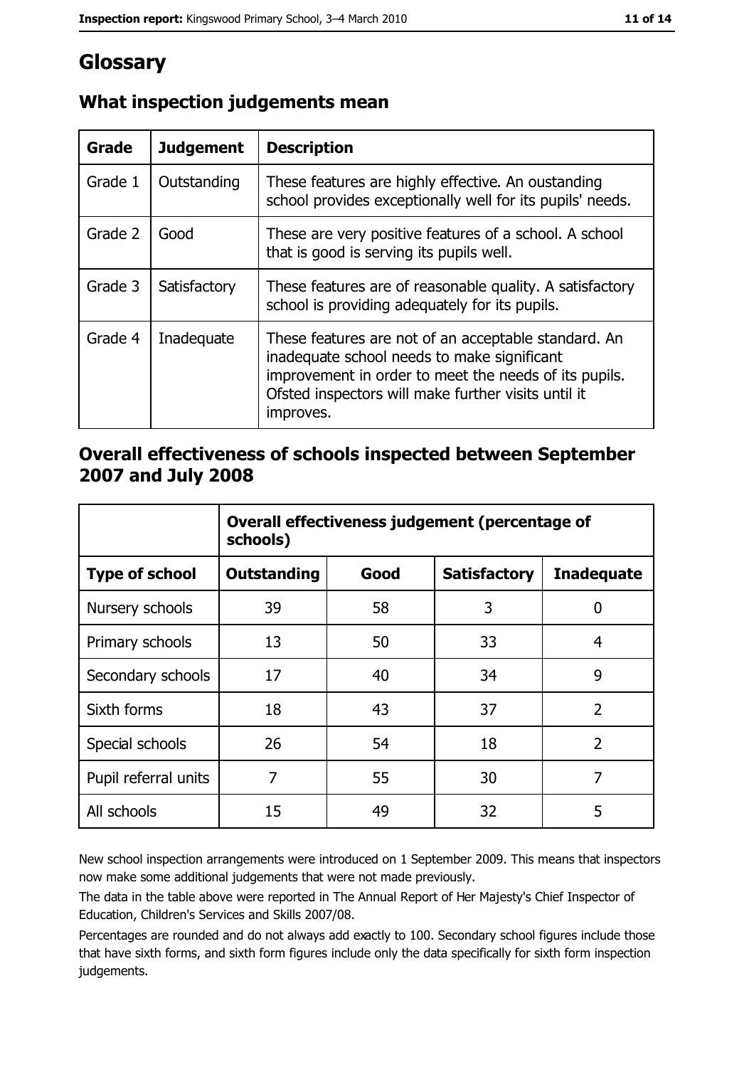# Glossary

## What inspection judgements mean

| Grade | Judgement | Description |
| --- | --- | --- |
| Grade 1 | Outstanding | These features are highly effective. An oustanding school provides exceptionally well for its pupils' needs. |
| Grade 2 | Good | These are very positive features of a school. A school that is good is serving its pupils well. |
| Grade 3 | Satisfactory | These features are of reasonable quality. A satisfactory school is providing adequately for its pupils. |
| Grade 4 | Inadequate | These features are not of an acceptable standard. An inadequate school needs to make significant improvement in order to meet the needs of its pupils. Ofsted inspectors will make further visits until it improves. |

## Overall effectiveness of schools inspected between September 2007 and July 2008

| | Overall effectiveness judgement (percentage of schools) | | | |
| --- | --- | --- | --- | --- |
| **Type of school** | **Outstanding** | **Good** | **Satisfactory** | **Inadequate** |
| Nursery schools | 39 | 58 | 3 | 0 |
| Primary schools | 13 | 50 | 33 | 4 |
| Secondary schools | 17 | 40 | 34 | 9 |
| Sixth forms | 18 | 43 | 37 | 2 |
| Special schools | 26 | 54 | 18 | 2 |
| Pupil referral units | 7 | 55 | 30 | 7 |
| All schools | 15 | 49 | 32 | 5 |

New school inspection arrangements were introduced on 1 September 2009. This means that inspectors now make some additional judgements that were not made previously.

The data in the table above were reported in The Annual Report of Her Majesty's Chief Inspector of Education, Children's Services and Skills 2007/08.

Percentages are rounded and do not always add exactly to 100. Secondary school figures include those that have sixth forms, and sixth form figures include only the data specifically for sixth form inspection judgements.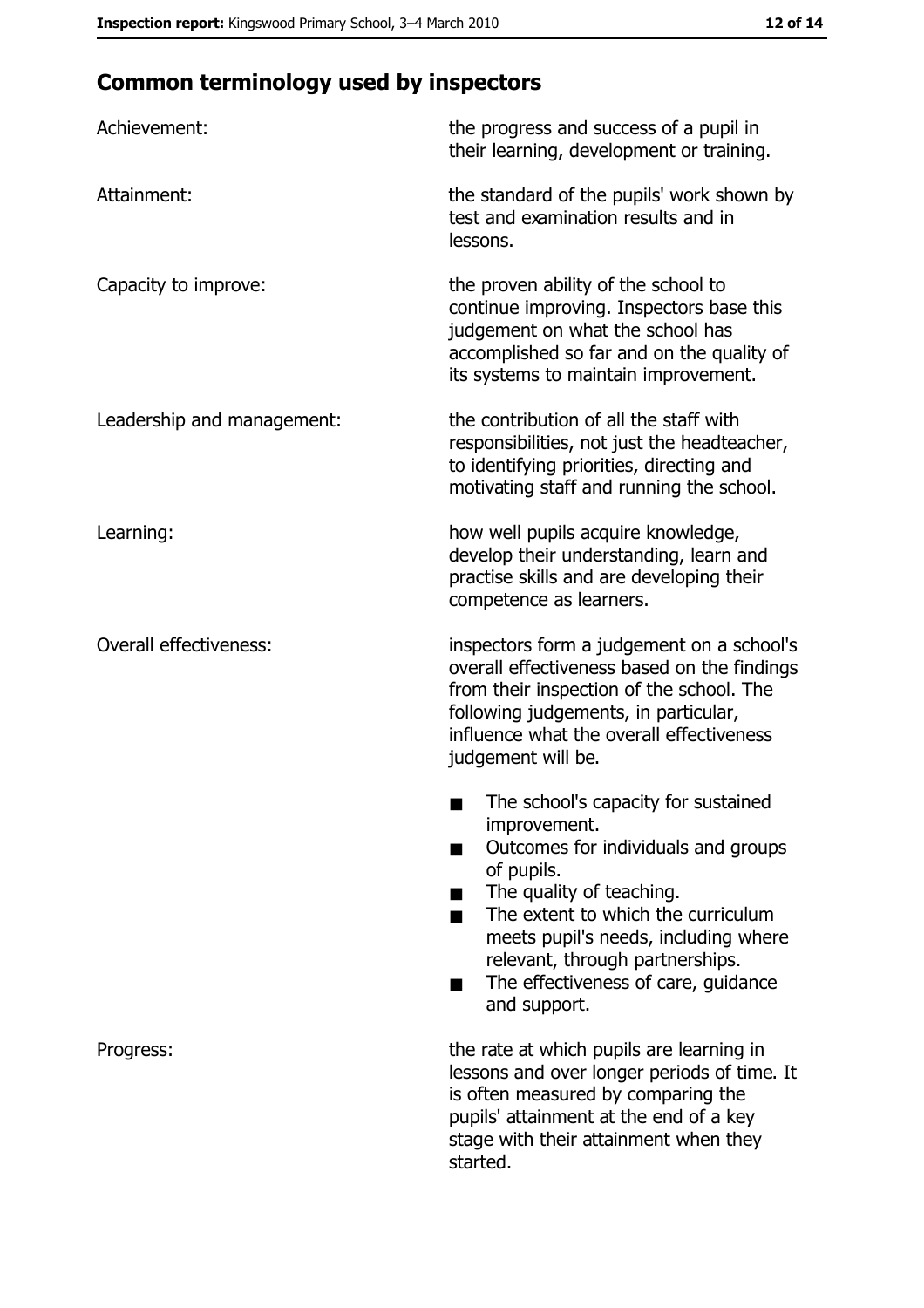## Common terminology used by inspectors

| | |
|---|---|
| Achievement: | the progress and success of a pupil in their learning, development or training. |
| Attainment: | the standard of the pupils' work shown by test and examination results and in lessons. |
| Capacity to improve: | the proven ability of the school to continue improving. Inspectors base this judgement on what the school has accomplished so far and on the quality of its systems to maintain improvement. |
| Leadership and management: | the contribution of all the staff with responsibilities, not just the headteacher, to identifying priorities, directing and motivating staff and running the school. |
| Learning: | how well pupils acquire knowledge, develop their understanding, learn and practise skills and are developing their competence as learners. |
| Overall effectiveness: | inspectors form a judgement on a school's overall effectiveness based on the findings from their inspection of the school. The following judgements, in particular, influence what the overall effectiveness judgement will be.<br>■ The school's capacity for sustained improvement.<br>■ Outcomes for individuals and groups of pupils.<br>■ The quality of teaching.<br>■ The extent to which the curriculum meets pupil's needs, including where relevant, through partnerships.<br>■ The effectiveness of care, guidance and support. |
| Progress: | the rate at which pupils are learning in lessons and over longer periods of time. It is often measured by comparing the pupils' attainment at the end of a key stage with their attainment when they started. |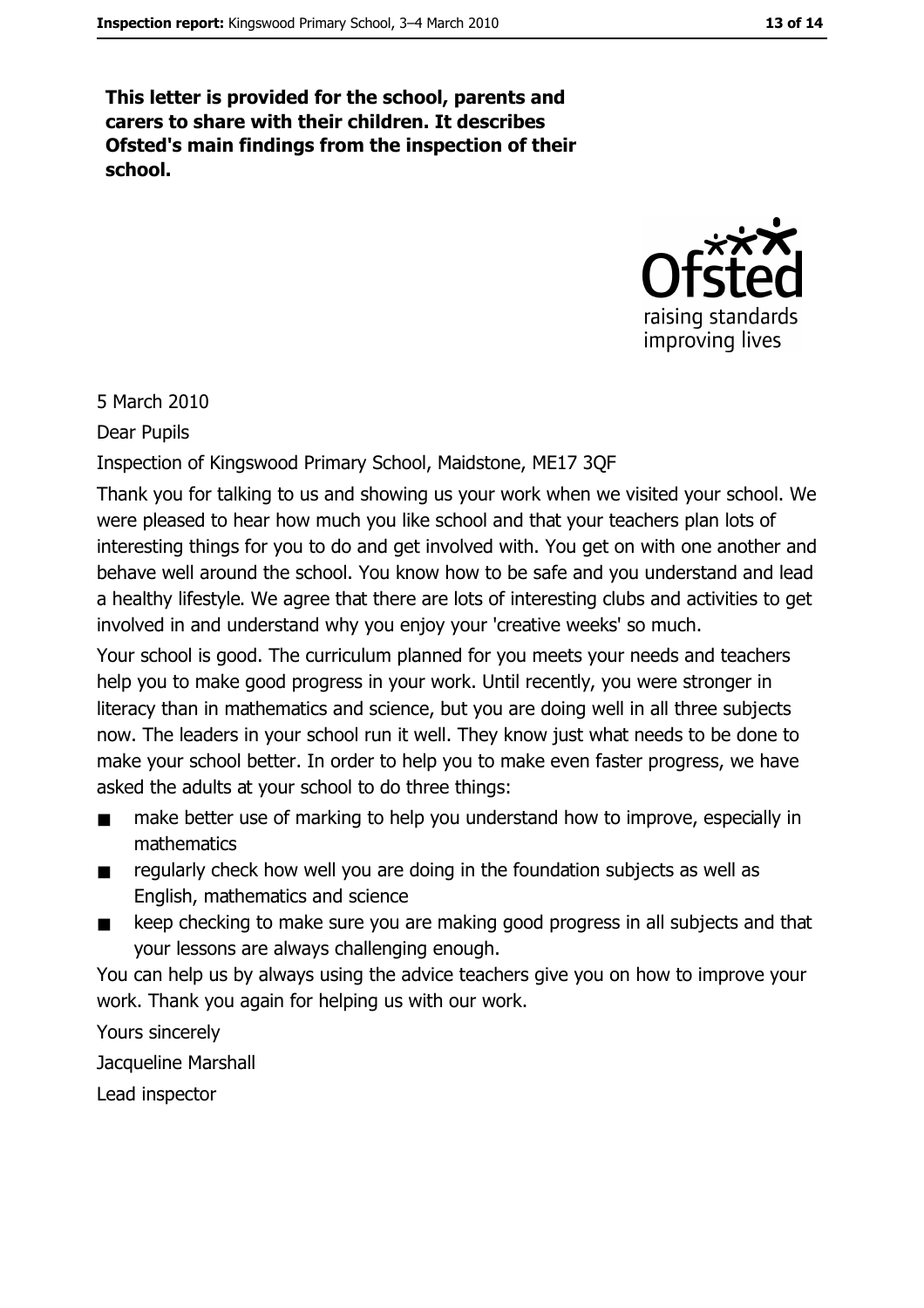**This letter is provided for the school, parents and carers to share with their children. It describes Ofsted's main findings from the inspection of their school.**

5 March 2010

Dear Pupils

Inspection of Kingswood Primary School, Maidstone, ME17 3QF

Thank you for talking to us and showing us your work when we visited your school. We were pleased to hear how much you like school and that your teachers plan lots of interesting things for you to do and get involved with. You get on with one another and behave well around the school. You know how to be safe and you understand and lead a healthy lifestyle. We agree that there are lots of interesting clubs and activities to get involved in and understand why you enjoy your 'creative weeks' so much.

Your school is good. The curriculum planned for you meets your needs and teachers help you to make good progress in your work. Until recently, you were stronger in literacy than in mathematics and science, but you are doing well in all three subjects now. The leaders in your school run it well. They know just what needs to be done to make your school better. In order to help you to make even faster progress, we have asked the adults at your school to do three things:

- make better use of marking to help you understand how to improve, especially in mathematics
- regularly check how well you are doing in the foundation subjects as well as English, mathematics and science
- keep checking to make sure you are making good progress in all subjects and that your lessons are always challenging enough.

You can help us by always using the advice teachers give you on how to improve your work. Thank you again for helping us with our work.

Yours sincerely

Jacqueline Marshall

Lead inspector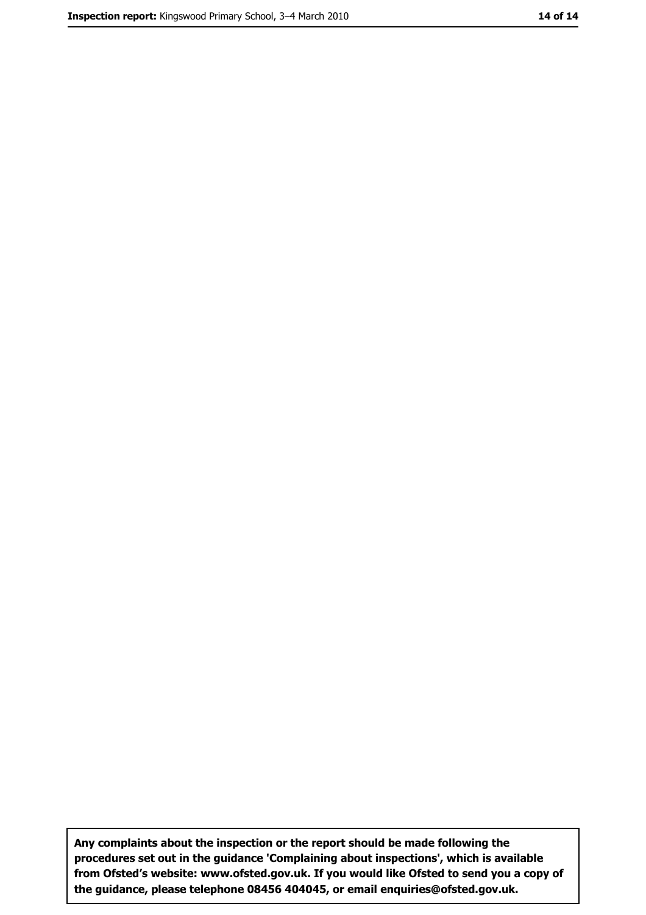**Any complaints about the inspection or the report should be made following the procedures set out in the guidance 'Complaining about inspections', which is available from Ofsted's website: www.ofsted.gov.uk. If you would like Ofsted to send you a copy of the guidance, please telephone 08456 404045, or email enquiries@ofsted.gov.uk.**